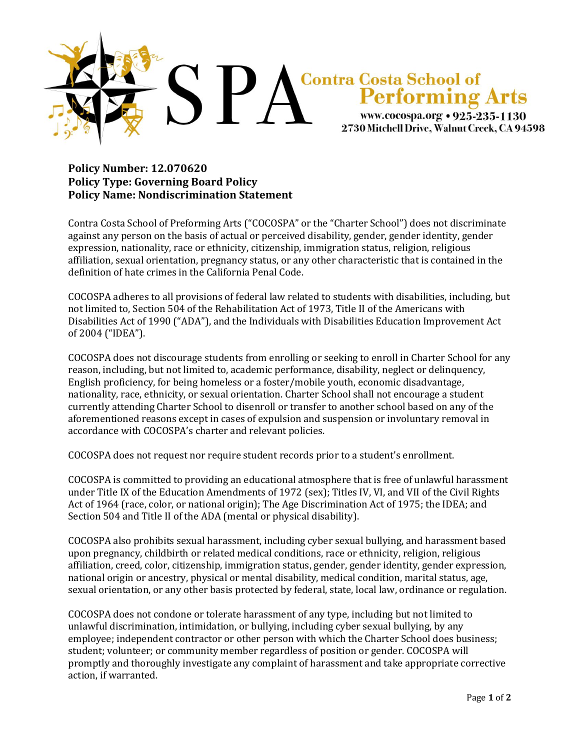SPA Contra Costa School of Performing Arts

www.cocospa.org • 925-235-1130
2730 Mitchell Drive, Walnut Creek, CA 94598

**Policy Number: 12.070620**
**Policy Type: Governing Board Policy**
**Policy Name: Nondiscrimination Statement**

Contra Costa School of Preforming Arts ("COCOSPA" or the "Charter School") does not discriminate against any person on the basis of actual or perceived disability, gender, gender identity, gender expression, nationality, race or ethnicity, citizenship, immigration status, religion, religious affiliation, sexual orientation, pregnancy status, or any other characteristic that is contained in the definition of hate crimes in the California Penal Code.

COCOSPA adheres to all provisions of federal law related to students with disabilities, including, but not limited to, Section 504 of the Rehabilitation Act of 1973, Title II of the Americans with Disabilities Act of 1990 ("ADA"), and the Individuals with Disabilities Education Improvement Act of 2004 ("IDEA").

COCOSPA does not discourage students from enrolling or seeking to enroll in Charter School for any reason, including, but not limited to, academic performance, disability, neglect or delinquency, English proficiency, for being homeless or a foster/mobile youth, economic disadvantage, nationality, race, ethnicity, or sexual orientation. Charter School shall not encourage a student currently attending Charter School to disenroll or transfer to another school based on any of the aforementioned reasons except in cases of expulsion and suspension or involuntary removal in accordance with COCOSPA's charter and relevant policies.

COCOSPA does not request nor require student records prior to a student's enrollment.

COCOSPA is committed to providing an educational atmosphere that is free of unlawful harassment under Title IX of the Education Amendments of 1972 (sex); Titles IV, VI, and VII of the Civil Rights Act of 1964 (race, color, or national origin); The Age Discrimination Act of 1975; the IDEA; and Section 504 and Title II of the ADA (mental or physical disability).

COCOSPA also prohibits sexual harassment, including cyber sexual bullying, and harassment based upon pregnancy, childbirth or related medical conditions, race or ethnicity, religion, religious affiliation, creed, color, citizenship, immigration status, gender, gender identity, gender expression, national origin or ancestry, physical or mental disability, medical condition, marital status, age, sexual orientation, or any other basis protected by federal, state, local law, ordinance or regulation.

COCOSPA does not condone or tolerate harassment of any type, including but not limited to unlawful discrimination, intimidation, or bullying, including cyber sexual bullying, by any employee; independent contractor or other person with which the Charter School does business; student; volunteer; or community member regardless of position or gender. COCOSPA will promptly and thoroughly investigate any complaint of harassment and take appropriate corrective action, if warranted.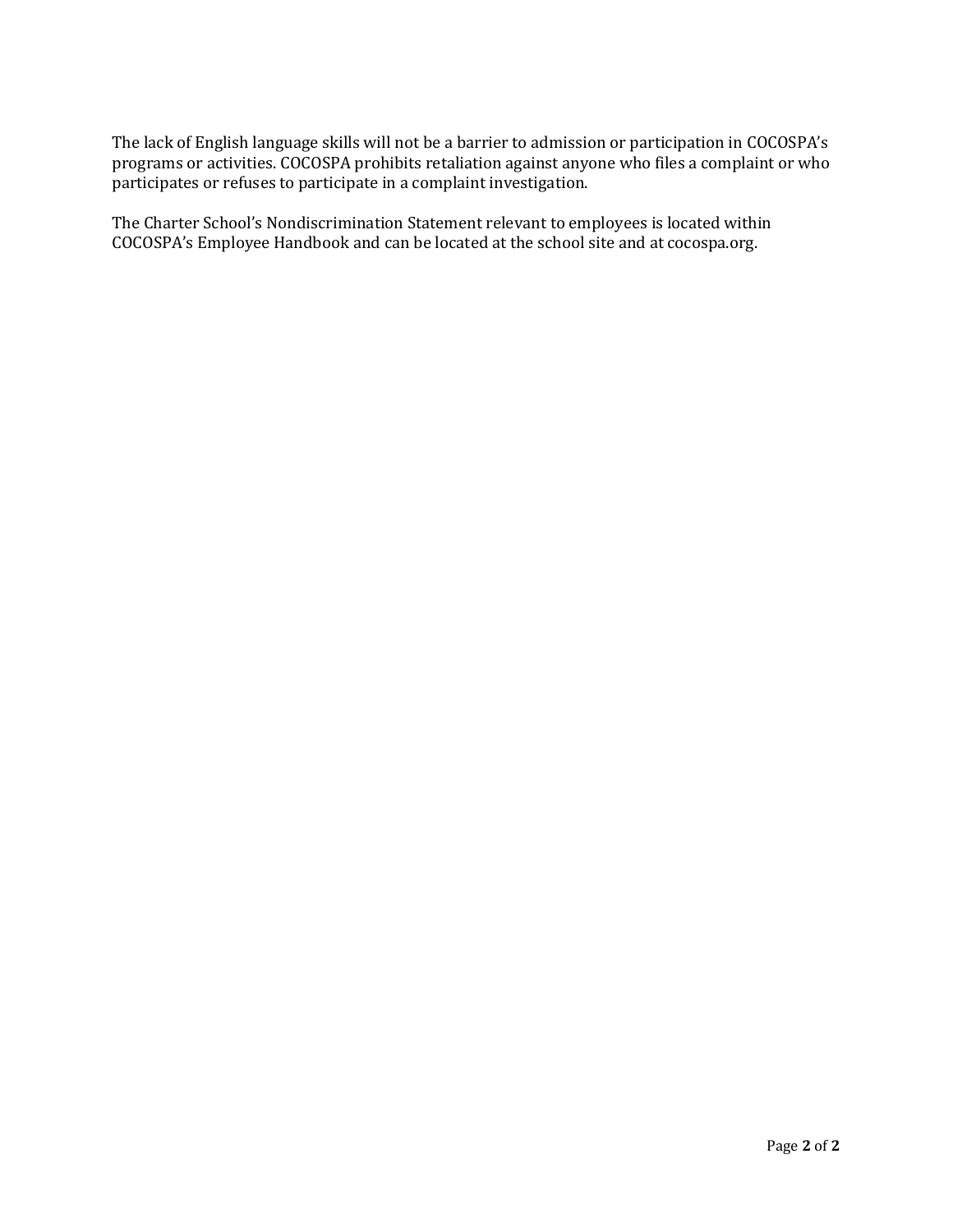The lack of English language skills will not be a barrier to admission or participation in COCOSPA's programs or activities. COCOSPA prohibits retaliation against anyone who files a complaint or who participates or refuses to participate in a complaint investigation.

The Charter School's Nondiscrimination Statement relevant to employees is located within COCOSPA's Employee Handbook and can be located at the school site and at cocospa.org.